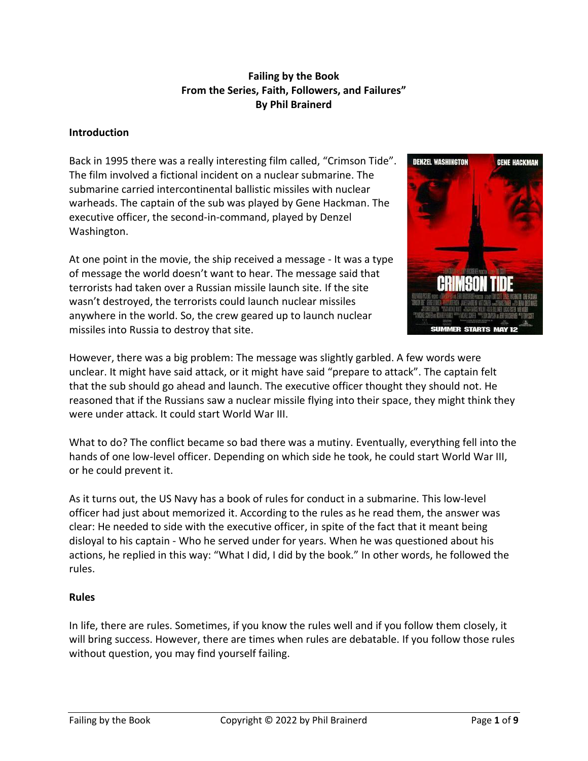**Failing by the Book**
**From the Series, Faith, Followers, and Failures"**
**By Phil Brainerd**

## Introduction

Back in 1995 there was a really interesting film called, "Crimson Tide". The film involved a fictional incident on a nuclear submarine. The submarine carried intercontinental ballistic missiles with nuclear warheads. The captain of the sub was played by Gene Hackman. The executive officer, the second-in-command, played by Denzel Washington.

At one point in the movie, the ship received a message - It was a type of message the world doesn't want to hear. The message said that terrorists had taken over a Russian missile launch site. If the site wasn't destroyed, the terrorists could launch nuclear missiles anywhere in the world. So, the crew geared up to launch nuclear missiles into Russia to destroy that site.

However, there was a big problem: The message was slightly garbled. A few words were unclear. It might have said attack, or it might have said "prepare to attack". The captain felt that the sub should go ahead and launch. The executive officer thought they should not. He reasoned that if the Russians saw a nuclear missile flying into their space, they might think they were under attack. It could start World War III.

What to do? The conflict became so bad there was a mutiny. Eventually, everything fell into the hands of one low-level officer. Depending on which side he took, he could start World War III, or he could prevent it.

As it turns out, the US Navy has a book of rules for conduct in a submarine. This low-level officer had just about memorized it. According to the rules as he read them, the answer was clear: He needed to side with the executive officer, in spite of the fact that it meant being disloyal to his captain - Who he served under for years. When he was questioned about his actions, he replied in this way: "What I did, I did by the book." In other words, he followed the rules.

## Rules

In life, there are rules. Sometimes, if you know the rules well and if you follow them closely, it will bring success. However, there are times when rules are debatable. If you follow those rules without question, you may find yourself failing.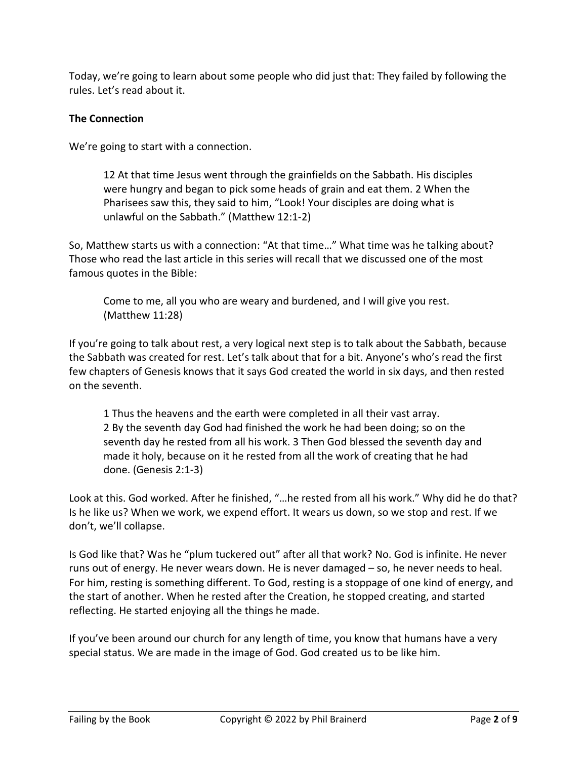Today, we're going to learn about some people who did just that: They failed by following the rules. Let's read about it.

**The Connection**

We're going to start with a connection.

> 12 At that time Jesus went through the grainfields on the Sabbath. His disciples were hungry and began to pick some heads of grain and eat them. 2 When the Pharisees saw this, they said to him, "Look! Your disciples are doing what is unlawful on the Sabbath." (Matthew 12:1-2)

So, Matthew starts us with a connection: "At that time…" What time was he talking about? Those who read the last article in this series will recall that we discussed one of the most famous quotes in the Bible:

> Come to me, all you who are weary and burdened, and I will give you rest. (Matthew 11:28)

If you're going to talk about rest, a very logical next step is to talk about the Sabbath, because the Sabbath was created for rest. Let's talk about that for a bit. Anyone's who's read the first few chapters of Genesis knows that it says God created the world in six days, and then rested on the seventh.

> 1 Thus the heavens and the earth were completed in all their vast array.
> 2 By the seventh day God had finished the work he had been doing; so on the seventh day he rested from all his work. 3 Then God blessed the seventh day and made it holy, because on it he rested from all the work of creating that he had done. (Genesis 2:1-3)

Look at this. God worked. After he finished, "…he rested from all his work." Why did he do that? Is he like us? When we work, we expend effort. It wears us down, so we stop and rest. If we don't, we'll collapse.

Is God like that? Was he "plum tuckered out" after all that work? No. God is infinite. He never runs out of energy. He never wears down. He is never damaged – so, he never needs to heal. For him, resting is something different. To God, resting is a stoppage of one kind of energy, and the start of another. When he rested after the Creation, he stopped creating, and started reflecting. He started enjoying all the things he made.

If you've been around our church for any length of time, you know that humans have a very special status. We are made in the image of God. God created us to be like him.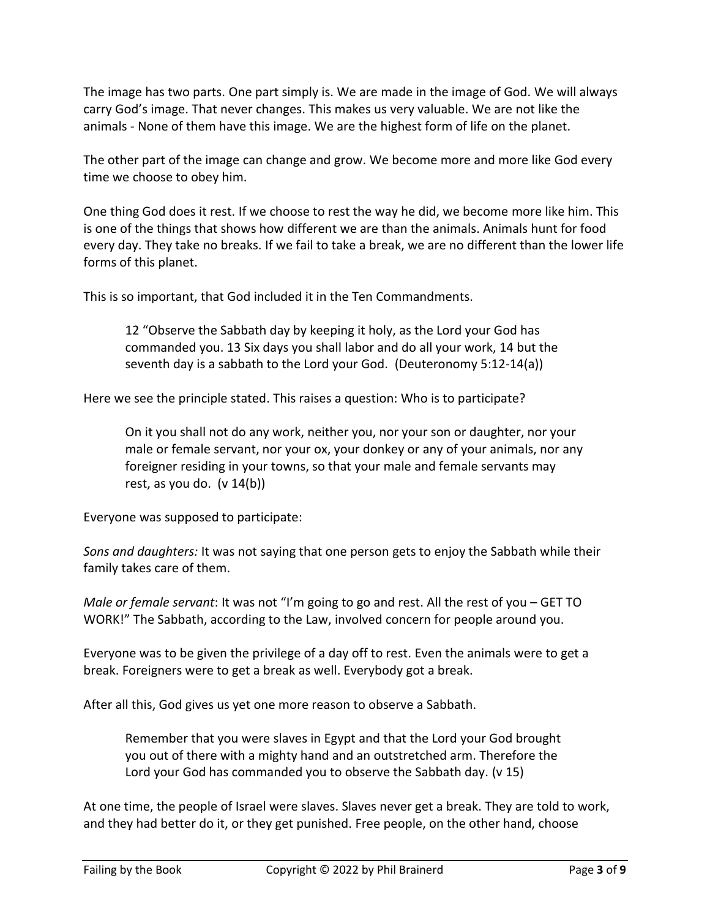The image has two parts. One part simply is. We are made in the image of God. We will always carry God's image. That never changes. This makes us very valuable. We are not like the animals - None of them have this image. We are the highest form of life on the planet.

The other part of the image can change and grow. We become more and more like God every time we choose to obey him.

One thing God does it rest. If we choose to rest the way he did, we become more like him. This is one of the things that shows how different we are than the animals. Animals hunt for food every day. They take no breaks. If we fail to take a break, we are no different than the lower life forms of this planet.

This is so important, that God included it in the Ten Commandments.

> 12 "Observe the Sabbath day by keeping it holy, as the Lord your God has commanded you. 13 Six days you shall labor and do all your work, 14 but the seventh day is a sabbath to the Lord your God. (Deuteronomy 5:12-14(a))

Here we see the principle stated. This raises a question: Who is to participate?

> On it you shall not do any work, neither you, nor your son or daughter, nor your male or female servant, nor your ox, your donkey or any of your animals, nor any foreigner residing in your towns, so that your male and female servants may rest, as you do. (v 14(b))

Everyone was supposed to participate:

*Sons and daughters:* It was not saying that one person gets to enjoy the Sabbath while their family takes care of them.

*Male or female servant*: It was not "I'm going to go and rest. All the rest of you – GET TO WORK!" The Sabbath, according to the Law, involved concern for people around you.

Everyone was to be given the privilege of a day off to rest. Even the animals were to get a break. Foreigners were to get a break as well. Everybody got a break.

After all this, God gives us yet one more reason to observe a Sabbath.

> Remember that you were slaves in Egypt and that the Lord your God brought you out of there with a mighty hand and an outstretched arm. Therefore the Lord your God has commanded you to observe the Sabbath day. (v 15)

At one time, the people of Israel were slaves. Slaves never get a break. They are told to work, and they had better do it, or they get punished. Free people, on the other hand, choose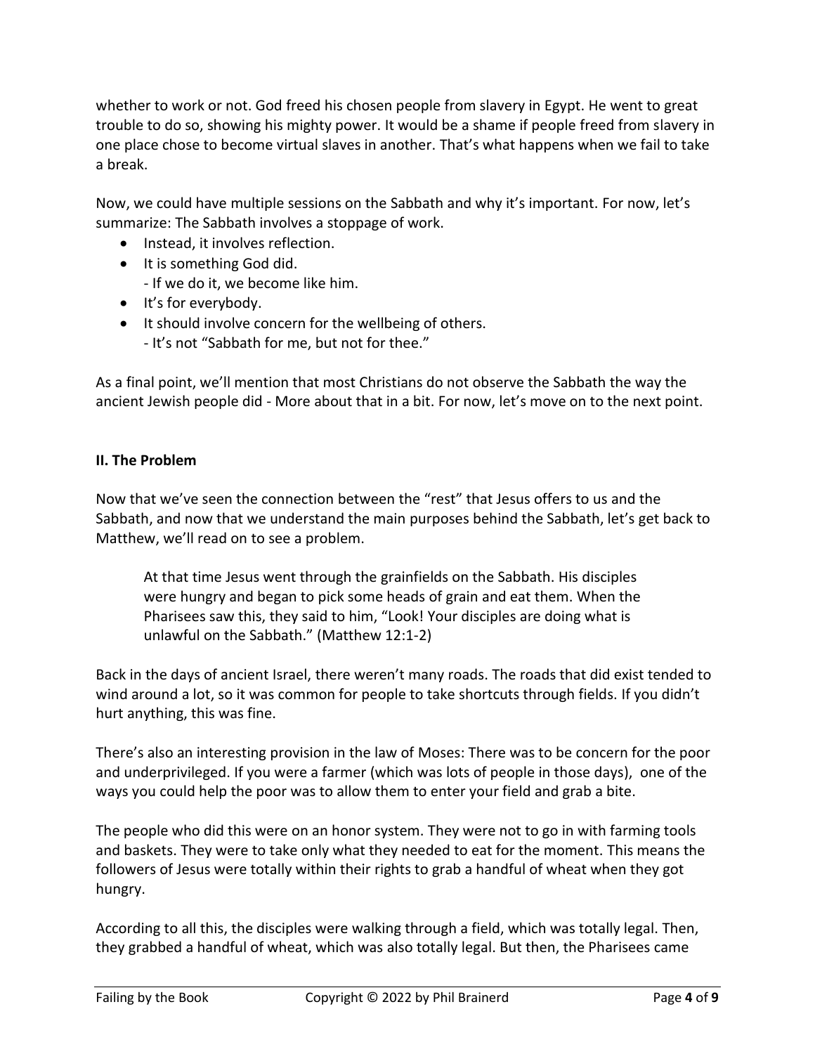whether to work or not. God freed his chosen people from slavery in Egypt. He went to great trouble to do so, showing his mighty power. It would be a shame if people freed from slavery in one place chose to become virtual slaves in another. That's what happens when we fail to take a break.

Now, we could have multiple sessions on the Sabbath and why it's important. For now, let's summarize: The Sabbath involves a stoppage of work.

- Instead, it involves reflection.
- It is something God did.
  - If we do it, we become like him.
- It's for everybody.
- It should involve concern for the wellbeing of others.
  - It's not "Sabbath for me, but not for thee."

As a final point, we'll mention that most Christians do not observe the Sabbath the way the ancient Jewish people did - More about that in a bit. For now, let's move on to the next point.

### II. The Problem

Now that we've seen the connection between the "rest" that Jesus offers to us and the Sabbath, and now that we understand the main purposes behind the Sabbath, let's get back to Matthew, we'll read on to see a problem.

> At that time Jesus went through the grainfields on the Sabbath. His disciples were hungry and began to pick some heads of grain and eat them. When the Pharisees saw this, they said to him, "Look! Your disciples are doing what is unlawful on the Sabbath." (Matthew 12:1-2)

Back in the days of ancient Israel, there weren't many roads. The roads that did exist tended to wind around a lot, so it was common for people to take shortcuts through fields. If you didn't hurt anything, this was fine.

There's also an interesting provision in the law of Moses: There was to be concern for the poor and underprivileged. If you were a farmer (which was lots of people in those days), one of the ways you could help the poor was to allow them to enter your field and grab a bite.

The people who did this were on an honor system. They were not to go in with farming tools and baskets. They were to take only what they needed to eat for the moment. This means the followers of Jesus were totally within their rights to grab a handful of wheat when they got hungry.

According to all this, the disciples were walking through a field, which was totally legal. Then, they grabbed a handful of wheat, which was also totally legal. But then, the Pharisees came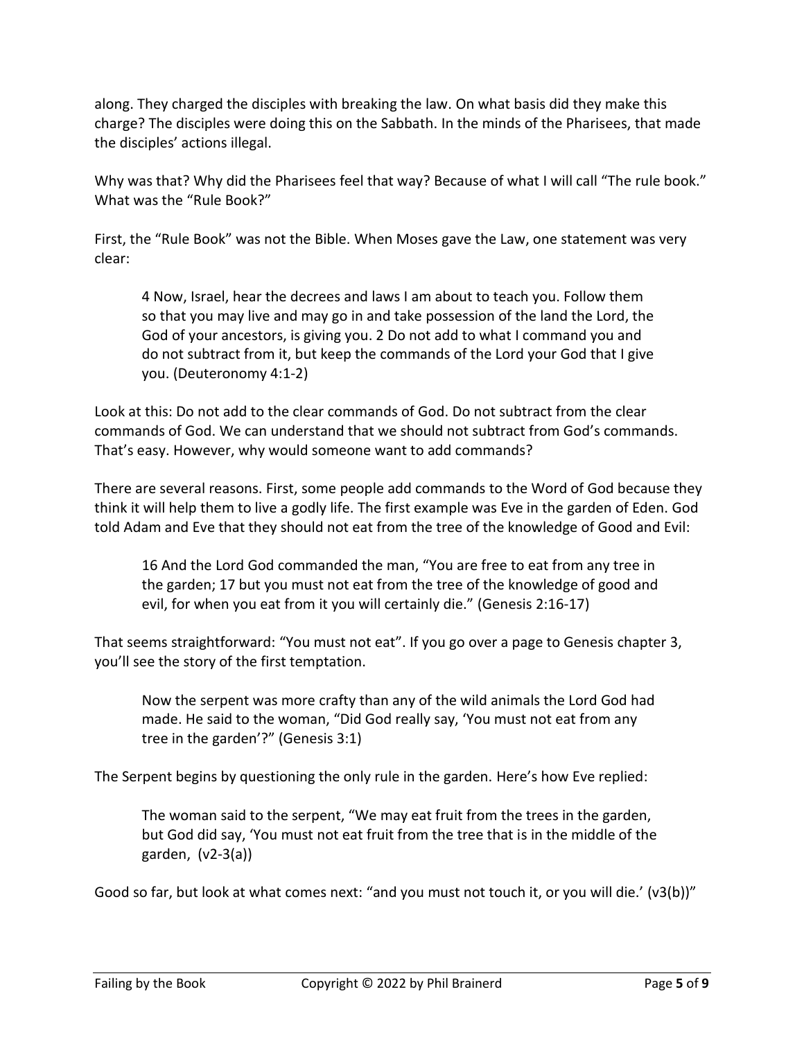along. They charged the disciples with breaking the law. On what basis did they make this charge? The disciples were doing this on the Sabbath. In the minds of the Pharisees, that made the disciples' actions illegal.

Why was that? Why did the Pharisees feel that way? Because of what I will call "The rule book." What was the "Rule Book?"

First, the "Rule Book" was not the Bible. When Moses gave the Law, one statement was very clear:

> 4 Now, Israel, hear the decrees and laws I am about to teach you. Follow them so that you may live and may go in and take possession of the land the Lord, the God of your ancestors, is giving you. 2 Do not add to what I command you and do not subtract from it, but keep the commands of the Lord your God that I give you. (Deuteronomy 4:1-2)

Look at this: Do not add to the clear commands of God. Do not subtract from the clear commands of God. We can understand that we should not subtract from God's commands. That's easy. However, why would someone want to add commands?

There are several reasons. First, some people add commands to the Word of God because they think it will help them to live a godly life. The first example was Eve in the garden of Eden. God told Adam and Eve that they should not eat from the tree of the knowledge of Good and Evil:

> 16 And the Lord God commanded the man, "You are free to eat from any tree in the garden; 17 but you must not eat from the tree of the knowledge of good and evil, for when you eat from it you will certainly die." (Genesis 2:16-17)

That seems straightforward: "You must not eat". If you go over a page to Genesis chapter 3, you'll see the story of the first temptation.

> Now the serpent was more crafty than any of the wild animals the Lord God had made. He said to the woman, "Did God really say, 'You must not eat from any tree in the garden'?" (Genesis 3:1)

The Serpent begins by questioning the only rule in the garden. Here's how Eve replied:

> The woman said to the serpent, "We may eat fruit from the trees in the garden, but God did say, 'You must not eat fruit from the tree that is in the middle of the garden, (v2-3(a))

Good so far, but look at what comes next: "and you must not touch it, or you will die.' (v3(b))"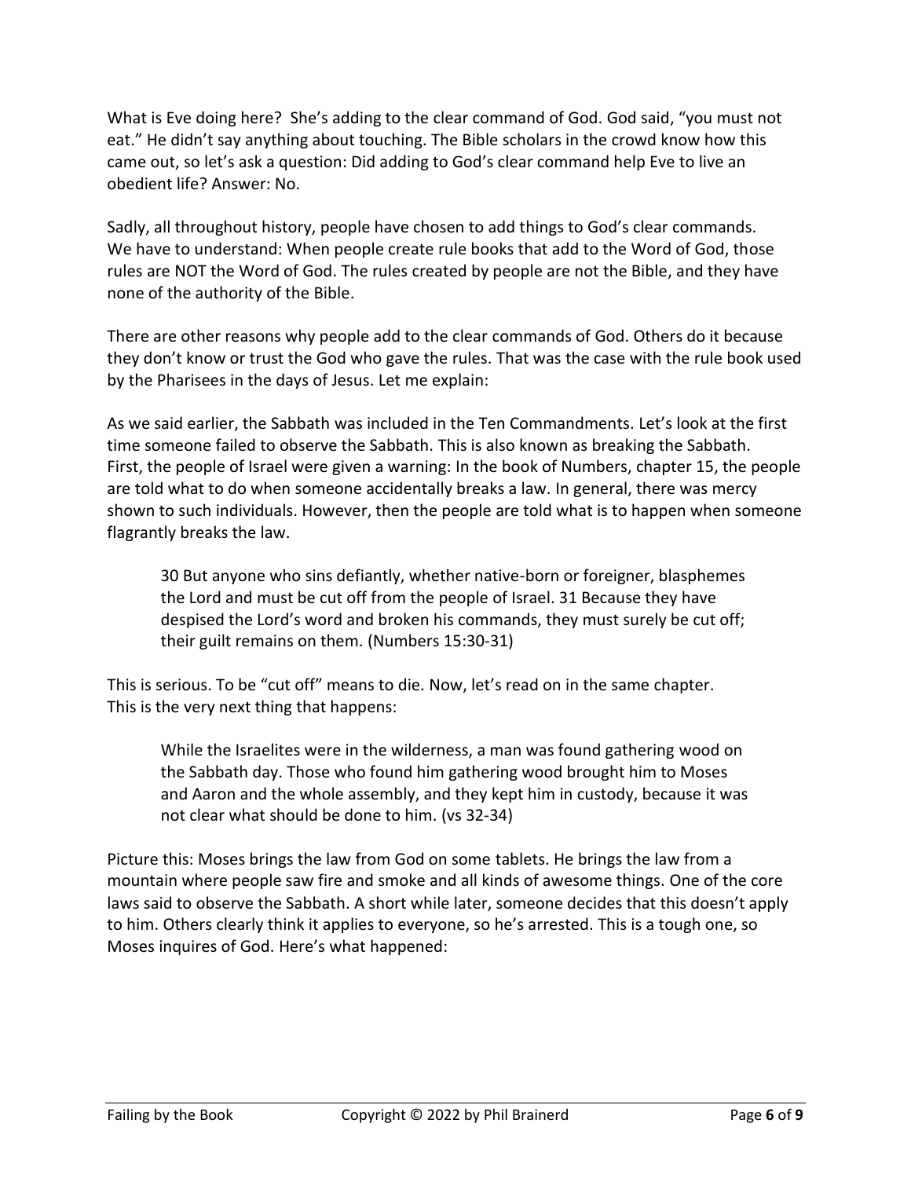What is Eve doing here? She's adding to the clear command of God. God said, "you must not eat." He didn't say anything about touching. The Bible scholars in the crowd know how this came out, so let's ask a question: Did adding to God's clear command help Eve to live an obedient life? Answer: No.

Sadly, all throughout history, people have chosen to add things to God's clear commands. We have to understand: When people create rule books that add to the Word of God, those rules are NOT the Word of God. The rules created by people are not the Bible, and they have none of the authority of the Bible.

There are other reasons why people add to the clear commands of God. Others do it because they don't know or trust the God who gave the rules. That was the case with the rule book used by the Pharisees in the days of Jesus. Let me explain:

As we said earlier, the Sabbath was included in the Ten Commandments. Let's look at the first time someone failed to observe the Sabbath. This is also known as breaking the Sabbath. First, the people of Israel were given a warning: In the book of Numbers, chapter 15, the people are told what to do when someone accidentally breaks a law. In general, there was mercy shown to such individuals. However, then the people are told what is to happen when someone flagrantly breaks the law.

> 30 But anyone who sins defiantly, whether native-born or foreigner, blasphemes the Lord and must be cut off from the people of Israel. 31 Because they have despised the Lord's word and broken his commands, they must surely be cut off; their guilt remains on them. (Numbers 15:30-31)

This is serious. To be "cut off" means to die. Now, let's read on in the same chapter. This is the very next thing that happens:

> While the Israelites were in the wilderness, a man was found gathering wood on the Sabbath day. Those who found him gathering wood brought him to Moses and Aaron and the whole assembly, and they kept him in custody, because it was not clear what should be done to him. (vs 32-34)

Picture this: Moses brings the law from God on some tablets. He brings the law from a mountain where people saw fire and smoke and all kinds of awesome things. One of the core laws said to observe the Sabbath. A short while later, someone decides that this doesn't apply to him. Others clearly think it applies to everyone, so he's arrested. This is a tough one, so Moses inquires of God. Here's what happened: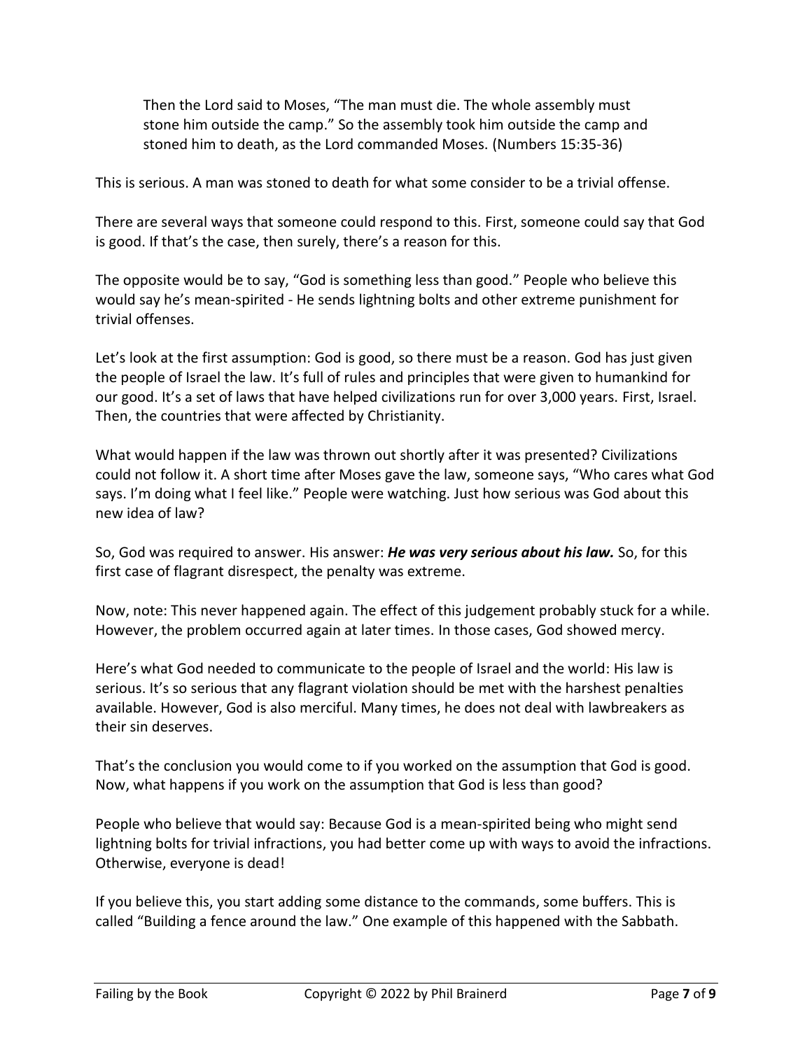> Then the Lord said to Moses, "The man must die. The whole assembly must stone him outside the camp." So the assembly took him outside the camp and stoned him to death, as the Lord commanded Moses. (Numbers 15:35-36)

This is serious. A man was stoned to death for what some consider to be a trivial offense.

There are several ways that someone could respond to this. First, someone could say that God is good. If that's the case, then surely, there's a reason for this.

The opposite would be to say, "God is something less than good." People who believe this would say he's mean-spirited - He sends lightning bolts and other extreme punishment for trivial offenses.

Let's look at the first assumption: God is good, so there must be a reason. God has just given the people of Israel the law. It's full of rules and principles that were given to humankind for our good. It's a set of laws that have helped civilizations run for over 3,000 years. First, Israel. Then, the countries that were affected by Christianity.

What would happen if the law was thrown out shortly after it was presented? Civilizations could not follow it. A short time after Moses gave the law, someone says, "Who cares what God says. I'm doing what I feel like." People were watching. Just how serious was God about this new idea of law?

So, God was required to answer. His answer: ***He was very serious about his law.*** So, for this first case of flagrant disrespect, the penalty was extreme.

Now, note: This never happened again. The effect of this judgement probably stuck for a while. However, the problem occurred again at later times. In those cases, God showed mercy.

Here's what God needed to communicate to the people of Israel and the world: His law is serious. It's so serious that any flagrant violation should be met with the harshest penalties available. However, God is also merciful. Many times, he does not deal with lawbreakers as their sin deserves.

That's the conclusion you would come to if you worked on the assumption that God is good. Now, what happens if you work on the assumption that God is less than good?

People who believe that would say: Because God is a mean-spirited being who might send lightning bolts for trivial infractions, you had better come up with ways to avoid the infractions. Otherwise, everyone is dead!

If you believe this, you start adding some distance to the commands, some buffers. This is called "Building a fence around the law." One example of this happened with the Sabbath.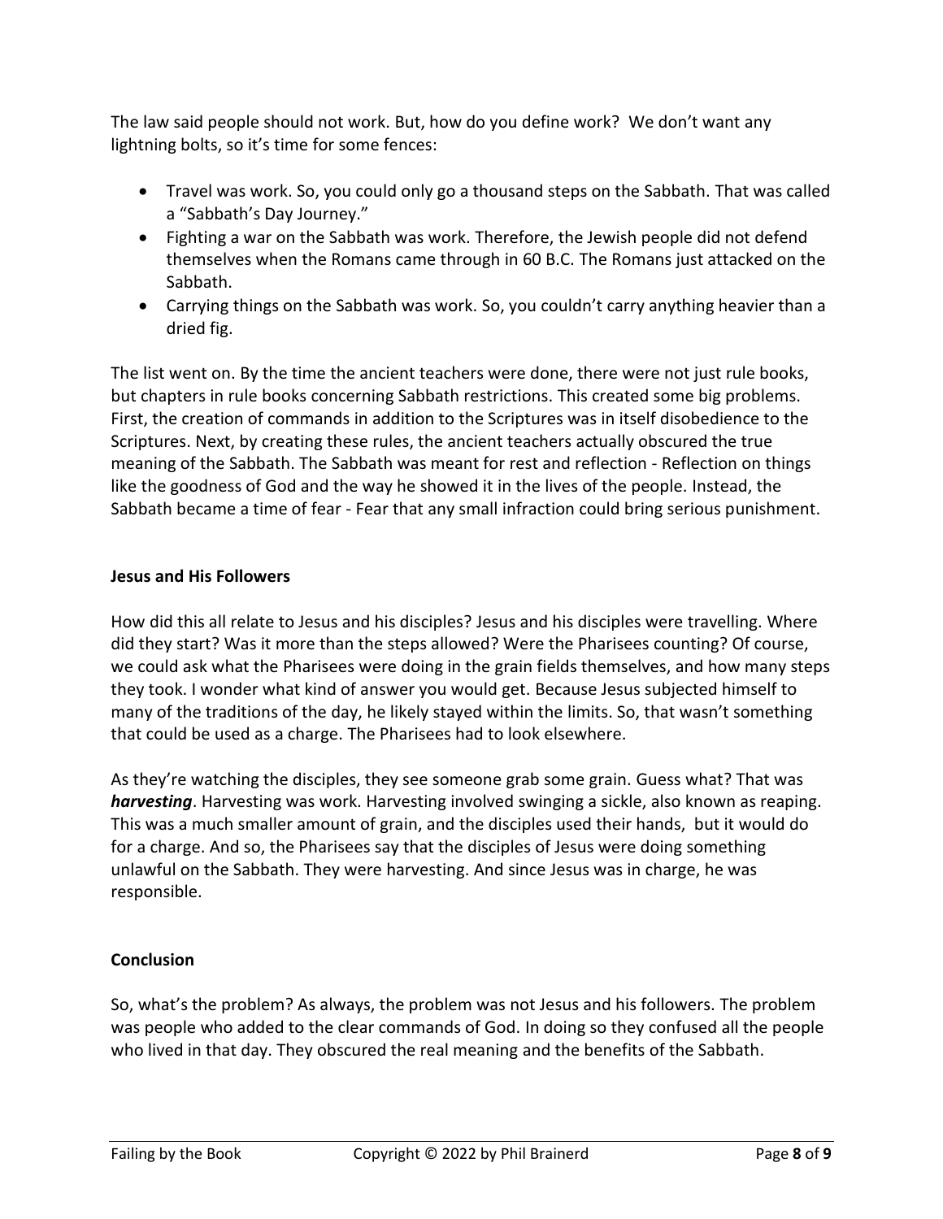The law said people should not work. But, how do you define work? We don't want any lightning bolts, so it's time for some fences:

- Travel was work. So, you could only go a thousand steps on the Sabbath. That was called a "Sabbath's Day Journey."
- Fighting a war on the Sabbath was work. Therefore, the Jewish people did not defend themselves when the Romans came through in 60 B.C. The Romans just attacked on the Sabbath.
- Carrying things on the Sabbath was work. So, you couldn't carry anything heavier than a dried fig.

The list went on. By the time the ancient teachers were done, there were not just rule books, but chapters in rule books concerning Sabbath restrictions. This created some big problems. First, the creation of commands in addition to the Scriptures was in itself disobedience to the Scriptures. Next, by creating these rules, the ancient teachers actually obscured the true meaning of the Sabbath. The Sabbath was meant for rest and reflection - Reflection on things like the goodness of God and the way he showed it in the lives of the people. Instead, the Sabbath became a time of fear - Fear that any small infraction could bring serious punishment.

**Jesus and His Followers**

How did this all relate to Jesus and his disciples? Jesus and his disciples were travelling. Where did they start? Was it more than the steps allowed? Were the Pharisees counting? Of course, we could ask what the Pharisees were doing in the grain fields themselves, and how many steps they took. I wonder what kind of answer you would get. Because Jesus subjected himself to many of the traditions of the day, he likely stayed within the limits. So, that wasn't something that could be used as a charge. The Pharisees had to look elsewhere.

As they're watching the disciples, they see someone grab some grain. Guess what? That was ***harvesting***. Harvesting was work. Harvesting involved swinging a sickle, also known as reaping. This was a much smaller amount of grain, and the disciples used their hands, but it would do for a charge. And so, the Pharisees say that the disciples of Jesus were doing something unlawful on the Sabbath. They were harvesting. And since Jesus was in charge, he was responsible.

**Conclusion**

So, what's the problem? As always, the problem was not Jesus and his followers. The problem was people who added to the clear commands of God. In doing so they confused all the people who lived in that day. They obscured the real meaning and the benefits of the Sabbath.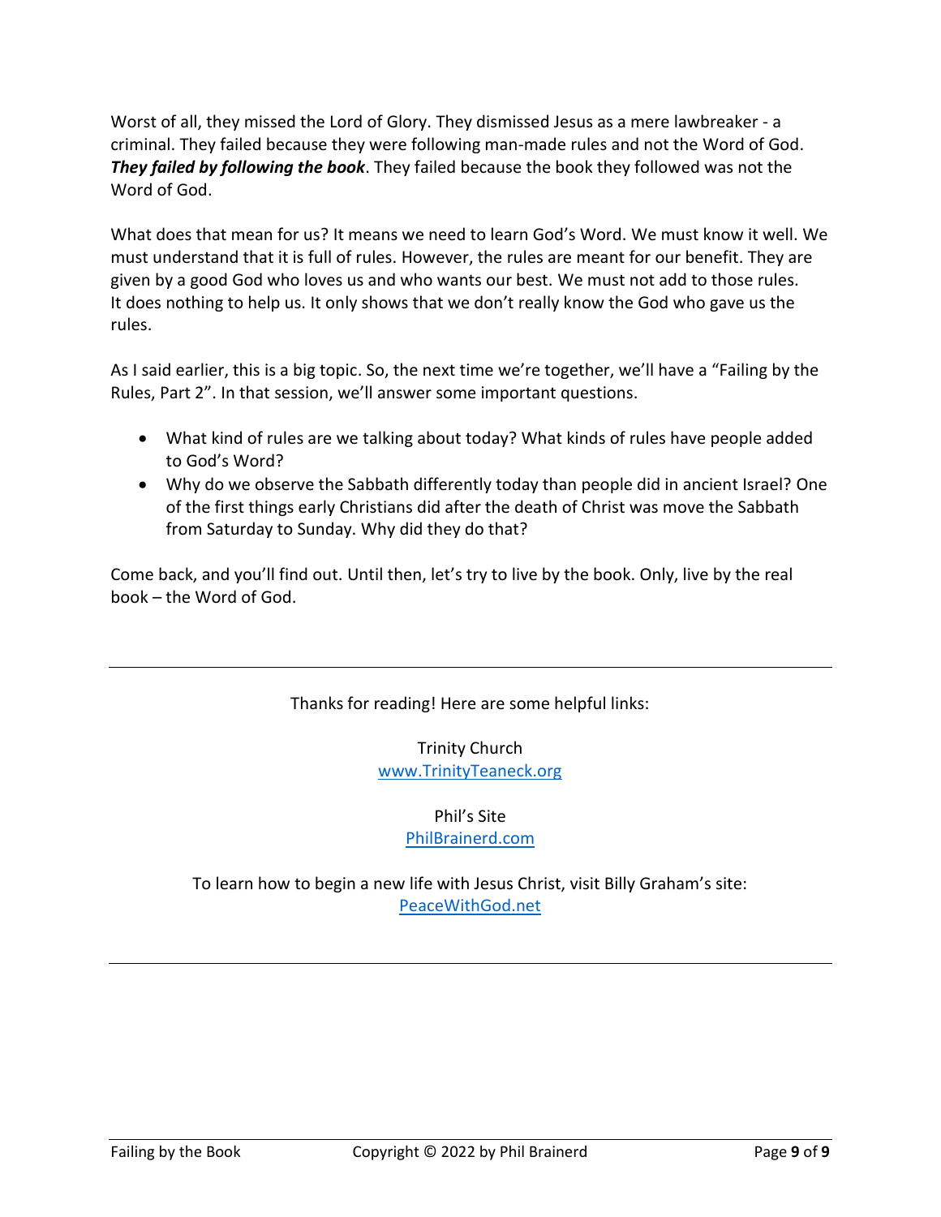Worst of all, they missed the Lord of Glory. They dismissed Jesus as a mere lawbreaker - a criminal. They failed because they were following man-made rules and not the Word of God. ***They failed by following the book***. They failed because the book they followed was not the Word of God.

What does that mean for us? It means we need to learn God's Word. We must know it well. We must understand that it is full of rules. However, the rules are meant for our benefit. They are given by a good God who loves us and who wants our best. We must not add to those rules. It does nothing to help us. It only shows that we don't really know the God who gave us the rules.

As I said earlier, this is a big topic. So, the next time we're together, we'll have a "Failing by the Rules, Part 2". In that session, we'll answer some important questions.

- What kind of rules are we talking about today? What kinds of rules have people added to God's Word?
- Why do we observe the Sabbath differently today than people did in ancient Israel? One of the first things early Christians did after the death of Christ was move the Sabbath from Saturday to Sunday. Why did they do that?

Come back, and you'll find out. Until then, let's try to live by the book. Only, live by the real book – the Word of God.

---

Thanks for reading! Here are some helpful links:

Trinity Church
[www.TrinityTeaneck.org](http://www.TrinityTeaneck.org)

Phil's Site
[PhilBrainerd.com](http://PhilBrainerd.com)

To learn how to begin a new life with Jesus Christ, visit Billy Graham's site:
[PeaceWithGod.net](http://PeaceWithGod.net)

---